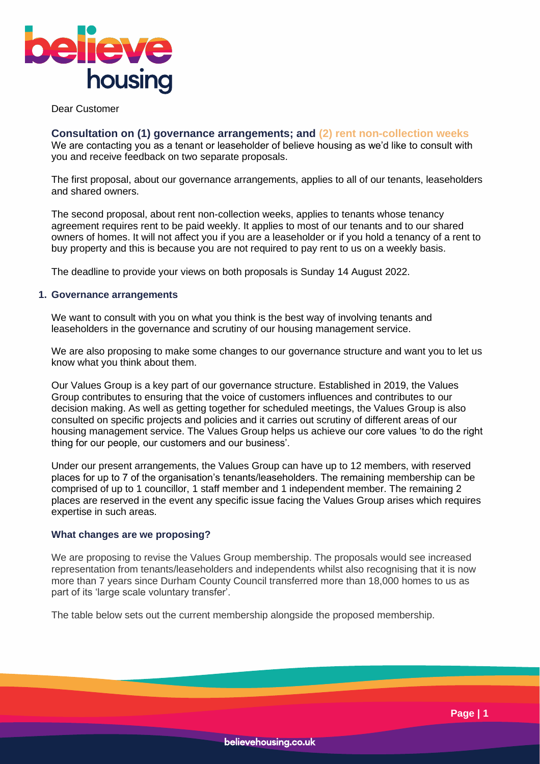Dear Customer

## Consultation on (1) governance arrangements; and (2) rent non-collection weeks

We are contacting you as a tenant or leaseholder of believe housing as we'd like to consult with you and receive feedback on two separate proposals.

The first proposal, about our governance arrangements, applies to all of our tenants, leaseholders and shared owners.

The second proposal, about rent non-collection weeks, applies to tenants whose tenancy agreement requires rent to be paid weekly. It applies to most of our tenants and to our shared owners of homes. It will not affect you if you are a leaseholder or if you hold a tenancy of a rent to buy property and this is because you are not required to pay rent to us on a weekly basis.

The deadline to provide your views on both proposals is Sunday 14 August 2022.

### 1. Governance arrangements

We want to consult with you on what you think is the best way of involving tenants and leaseholders in the governance and scrutiny of our housing management service.

We are also proposing to make some changes to our governance structure and want you to let us know what you think about them.

Our Values Group is a key part of our governance structure. Established in 2019, the Values Group contributes to ensuring that the voice of customers influences and contributes to our decision making. As well as getting together for scheduled meetings, the Values Group is also consulted on specific projects and policies and it carries out scrutiny of different areas of our housing management service. The Values Group helps us achieve our core values 'to do the right thing for our people, our customers and our business'.

Under our present arrangements, the Values Group can have up to 12 members, with reserved places for up to 7 of the organisation's tenants/leaseholders. The remaining membership can be comprised of up to 1 councillor, 1 staff member and 1 independent member. The remaining 2 places are reserved in the event any specific issue facing the Values Group arises which requires expertise in such areas.

#### What changes are we proposing?

We are proposing to revise the Values Group membership. The proposals would see increased representation from tenants/leaseholders and independents whilst also recognising that it is now more than 7 years since Durham County Council transferred more than 18,000 homes to us as part of its 'large scale voluntary transfer'.

The table below sets out the current membership alongside the proposed membership.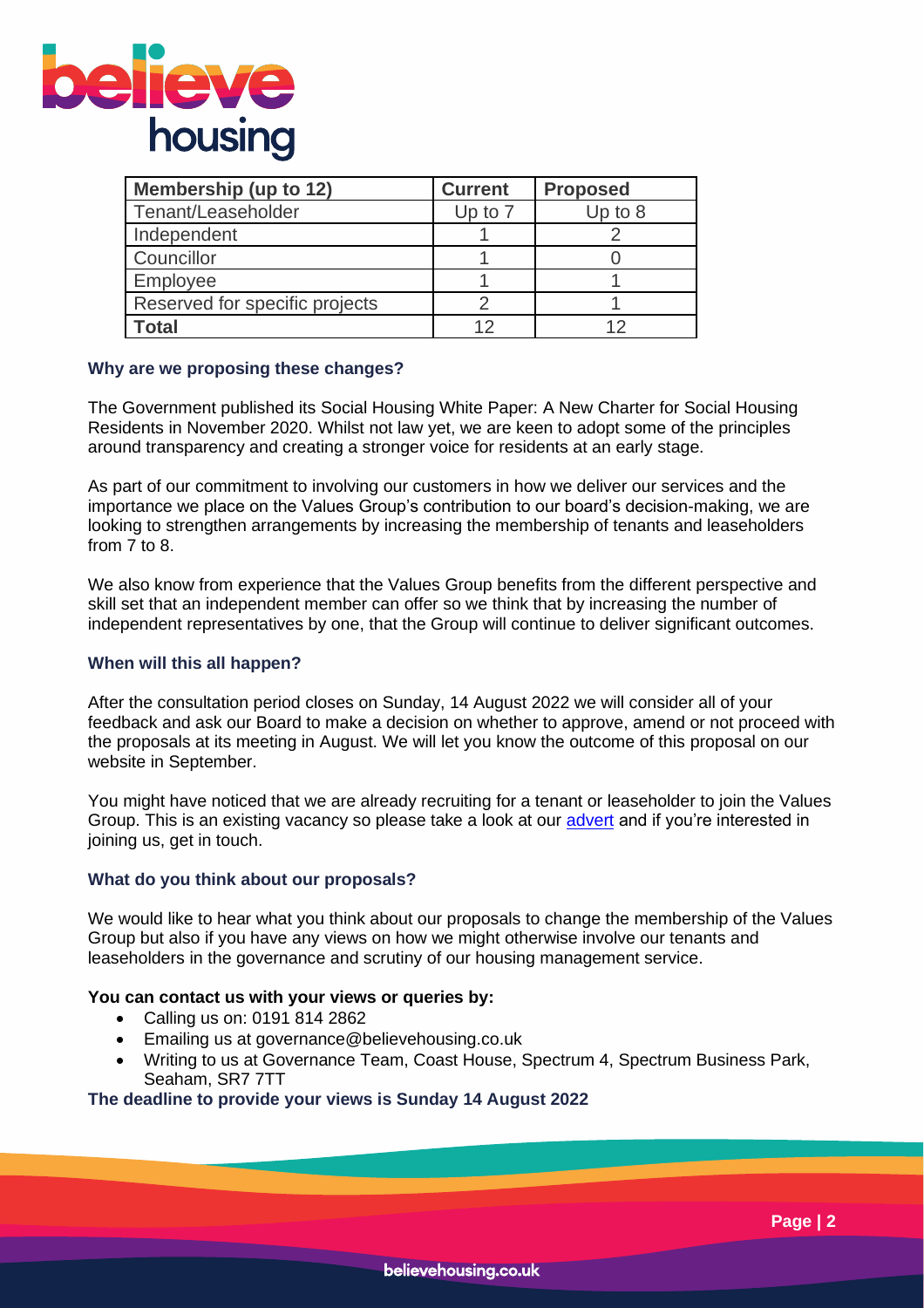| Membership (up to 12) | Current | Proposed |
|---|---|---|
| Tenant/Leaseholder | Up to 7 | Up to 8 |
| Independent | 1 | 2 |
| Councillor | 1 | 0 |
| Employee | 1 | 1 |
| Reserved for specific projects | 2 | 1 |
| **Total** | 12 | 12 |

### Why are we proposing these changes?

The Government published its Social Housing White Paper: A New Charter for Social Housing Residents in November 2020. Whilst not law yet, we are keen to adopt some of the principles around transparency and creating a stronger voice for residents at an early stage.

As part of our commitment to involving our customers in how we deliver our services and the importance we place on the Values Group's contribution to our board's decision-making, we are looking to strengthen arrangements by increasing the membership of tenants and leaseholders from 7 to 8.

We also know from experience that the Values Group benefits from the different perspective and skill set that an independent member can offer so we think that by increasing the number of independent representatives by one, that the Group will continue to deliver significant outcomes.

### When will this all happen?

After the consultation period closes on Sunday, 14 August 2022 we will consider all of your feedback and ask our Board to make a decision on whether to approve, amend or not proceed with the proposals at its meeting in August. We will let you know the outcome of this proposal on our website in September.

You might have noticed that we are already recruiting for a tenant or leaseholder to join the Values Group. This is an existing vacancy so please take a look at our advert and if you're interested in joining us, get in touch.

### What do you think about our proposals?

We would like to hear what you think about our proposals to change the membership of the Values Group but also if you have any views on how we might otherwise involve our tenants and leaseholders in the governance and scrutiny of our housing management service.

**You can contact us with your views or queries by:**

- Calling us on: 0191 814 2862
- Emailing us at governance@believehousing.co.uk
- Writing to us at Governance Team, Coast House, Spectrum 4, Spectrum Business Park, Seaham, SR7 7TT

**The deadline to provide your views is Sunday 14 August 2022**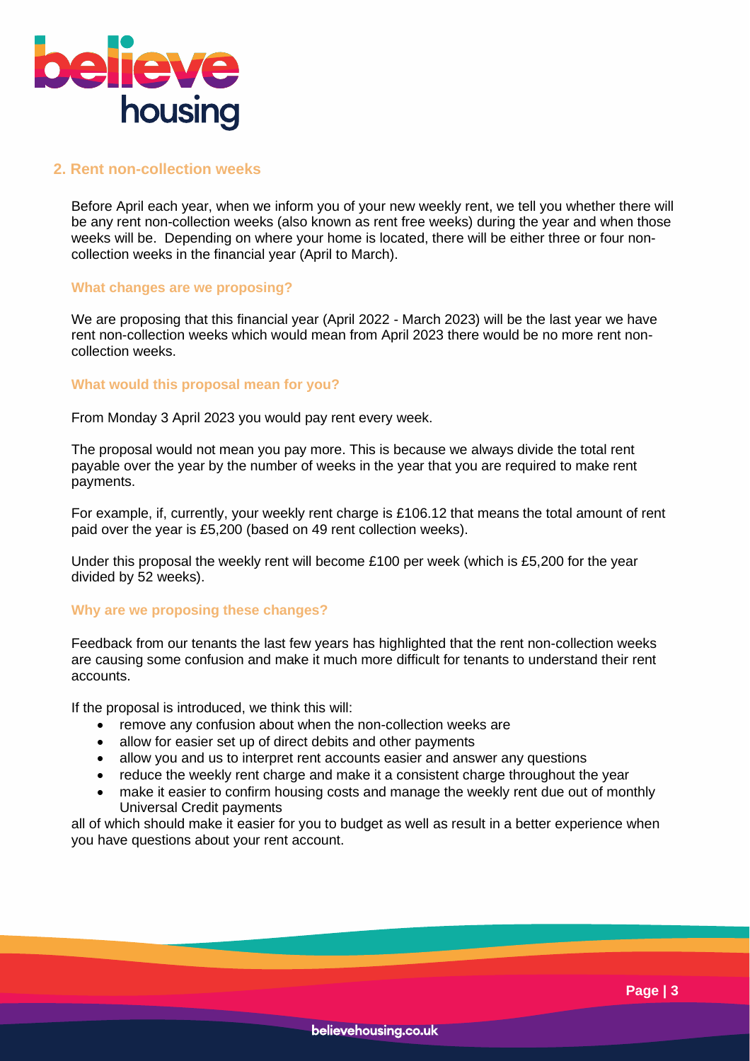## 2. Rent non-collection weeks

Before April each year, when we inform you of your new weekly rent, we tell you whether there will be any rent non-collection weeks (also known as rent free weeks) during the year and when those weeks will be. Depending on where your home is located, there will be either three or four non-collection weeks in the financial year (April to March).

### What changes are we proposing?

We are proposing that this financial year (April 2022 - March 2023) will be the last year we have rent non-collection weeks which would mean from April 2023 there would be no more rent non-collection weeks.

### What would this proposal mean for you?

From Monday 3 April 2023 you would pay rent every week.

The proposal would not mean you pay more. This is because we always divide the total rent payable over the year by the number of weeks in the year that you are required to make rent payments.

For example, if, currently, your weekly rent charge is £106.12 that means the total amount of rent paid over the year is £5,200 (based on 49 rent collection weeks).

Under this proposal the weekly rent will become £100 per week (which is £5,200 for the year divided by 52 weeks).

### Why are we proposing these changes?

Feedback from our tenants the last few years has highlighted that the rent non-collection weeks are causing some confusion and make it much more difficult for tenants to understand their rent accounts.

If the proposal is introduced, we think this will:

- remove any confusion about when the non-collection weeks are
- allow for easier set up of direct debits and other payments
- allow you and us to interpret rent accounts easier and answer any questions
- reduce the weekly rent charge and make it a consistent charge throughout the year
- make it easier to confirm housing costs and manage the weekly rent due out of monthly Universal Credit payments

all of which should make it easier for you to budget as well as result in a better experience when you have questions about your rent account.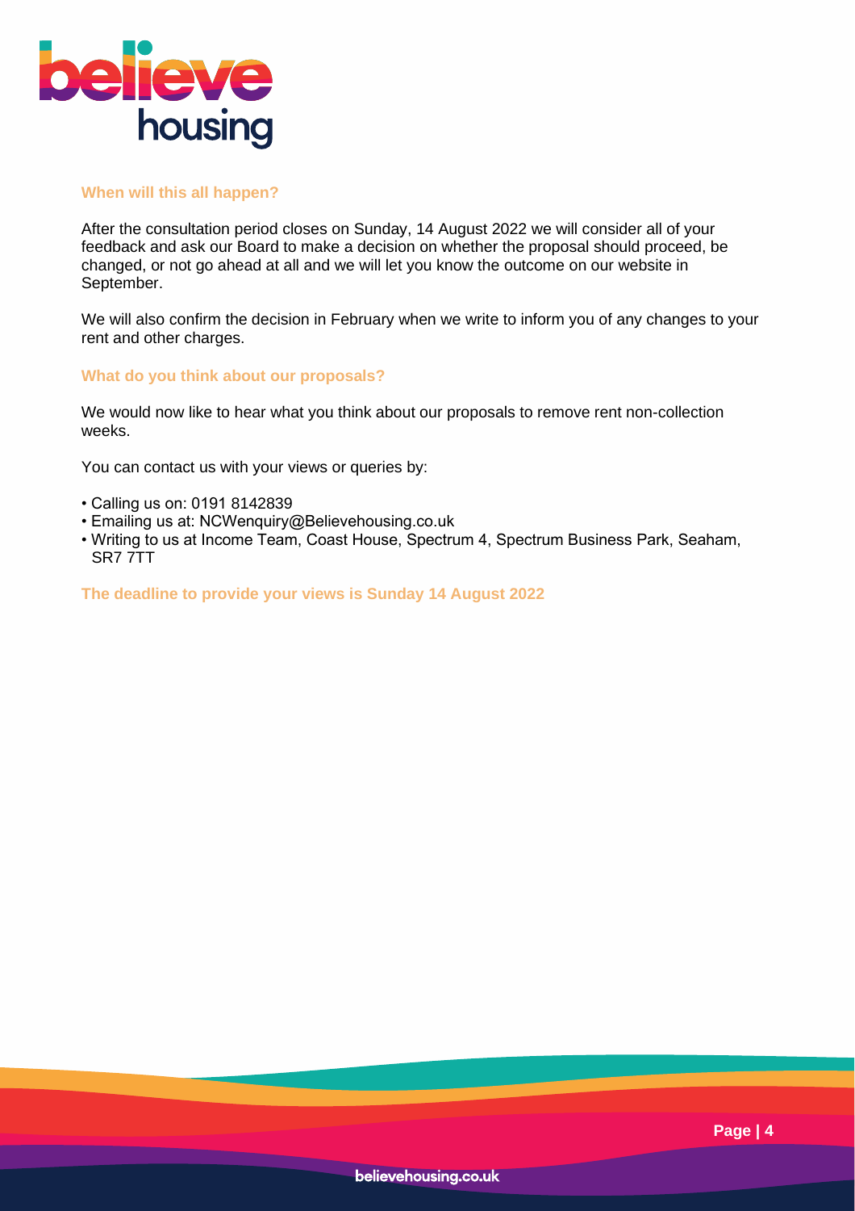## When will this all happen?

After the consultation period closes on Sunday, 14 August 2022 we will consider all of your feedback and ask our Board to make a decision on whether the proposal should proceed, be changed, or not go ahead at all and we will let you know the outcome on our website in September.

We will also confirm the decision in February when we write to inform you of any changes to your rent and other charges.

## What do you think about our proposals?

We would now like to hear what you think about our proposals to remove rent non-collection weeks.

You can contact us with your views or queries by:

- Calling us on: 0191 8142839
- Emailing us at: NCWenquiry@Believehousing.co.uk
- Writing to us at Income Team, Coast House, Spectrum 4, Spectrum Business Park, Seaham, SR7 7TT

**The deadline to provide your views is Sunday 14 August 2022**